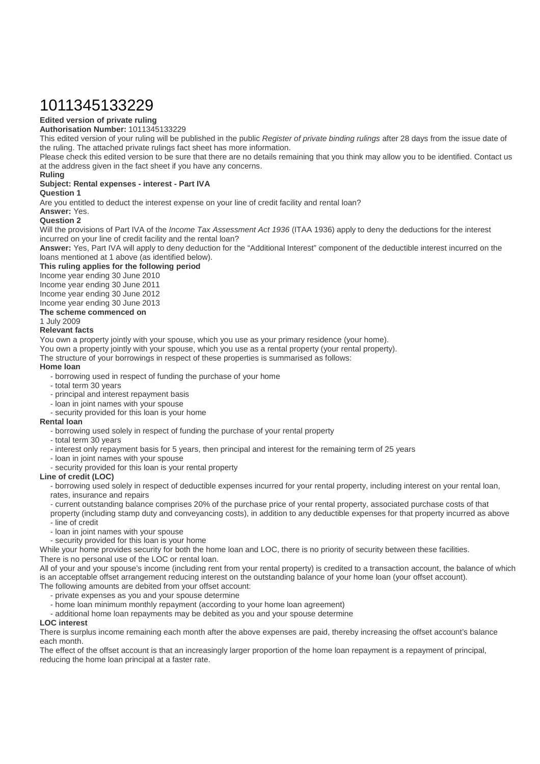# 1011345133229

**Edited version of private ruling**

**Authorisation Number:** 1011345133229

This edited version of your ruling will be published in the public *Register of private binding rulings* after 28 days from the issue date of the ruling. The attached private rulings fact sheet has more information.

Please check this edited version to be sure that there are no details remaining that you think may allow you to be identified. Contact us at the address given in the fact sheet if you have any concerns.

**Ruling**

**Subject: Rental expenses - interest - Part IVA**

**Question 1**

Are you entitled to deduct the interest expense on your line of credit facility and rental loan?

**Answer:** Yes.

**Question 2**

Will the provisions of Part IVA of the *Income Tax Assessment Act 1936* (ITAA 1936) apply to deny the deductions for the interest incurred on your line of credit facility and the rental loan?

**Answer:** Yes, Part IVA will apply to deny deduction for the "Additional Interest" component of the deductible interest incurred on the loans mentioned at 1 above (as identified below).

**This ruling applies for the following period**

Income year ending 30 June 2010

Income year ending 30 June 2011

Income year ending 30 June 2012

Income year ending 30 June 2013

**The scheme commenced on**

1 July 2009

**Relevant facts**

You own a property jointly with your spouse, which you use as your primary residence (your home).

You own a property jointly with your spouse, which you use as a rental property (your rental property).

The structure of your borrowings in respect of these properties is summarised as follows:

**Home loan**

- borrowing used in respect of funding the purchase of your home
- total term 30 years
- principal and interest repayment basis
- loan in joint names with your spouse
- security provided for this loan is your home

**Rental loan**

- borrowing used solely in respect of funding the purchase of your rental property
- total term 30 years
- interest only repayment basis for 5 years, then principal and interest for the remaining term of 25 years
- loan in joint names with your spouse
- security provided for this loan is your rental property

**Line of credit (LOC)**

- borrowing used solely in respect of deductible expenses incurred for your rental property, including interest on your rental loan, rates, insurance and repairs
- current outstanding balance comprises 20% of the purchase price of your rental property, associated purchase costs of that property (including stamp duty and conveyancing costs), in addition to any deductible expenses for that property incurred as above
- line of credit
- loan in joint names with your spouse
- security provided for this loan is your home

While your home provides security for both the home loan and LOC, there is no priority of security between these facilities.

There is no personal use of the LOC or rental loan.

All of your and your spouse's income (including rent from your rental property) is credited to a transaction account, the balance of which is an acceptable offset arrangement reducing interest on the outstanding balance of your home loan (your offset account).

The following amounts are debited from your offset account:

- private expenses as you and your spouse determine
- home loan minimum monthly repayment (according to your home loan agreement)
- additional home loan repayments may be debited as you and your spouse determine

**LOC interest**

There is surplus income remaining each month after the above expenses are paid, thereby increasing the offset account's balance each month.

The effect of the offset account is that an increasingly larger proportion of the home loan repayment is a repayment of principal, reducing the home loan principal at a faster rate.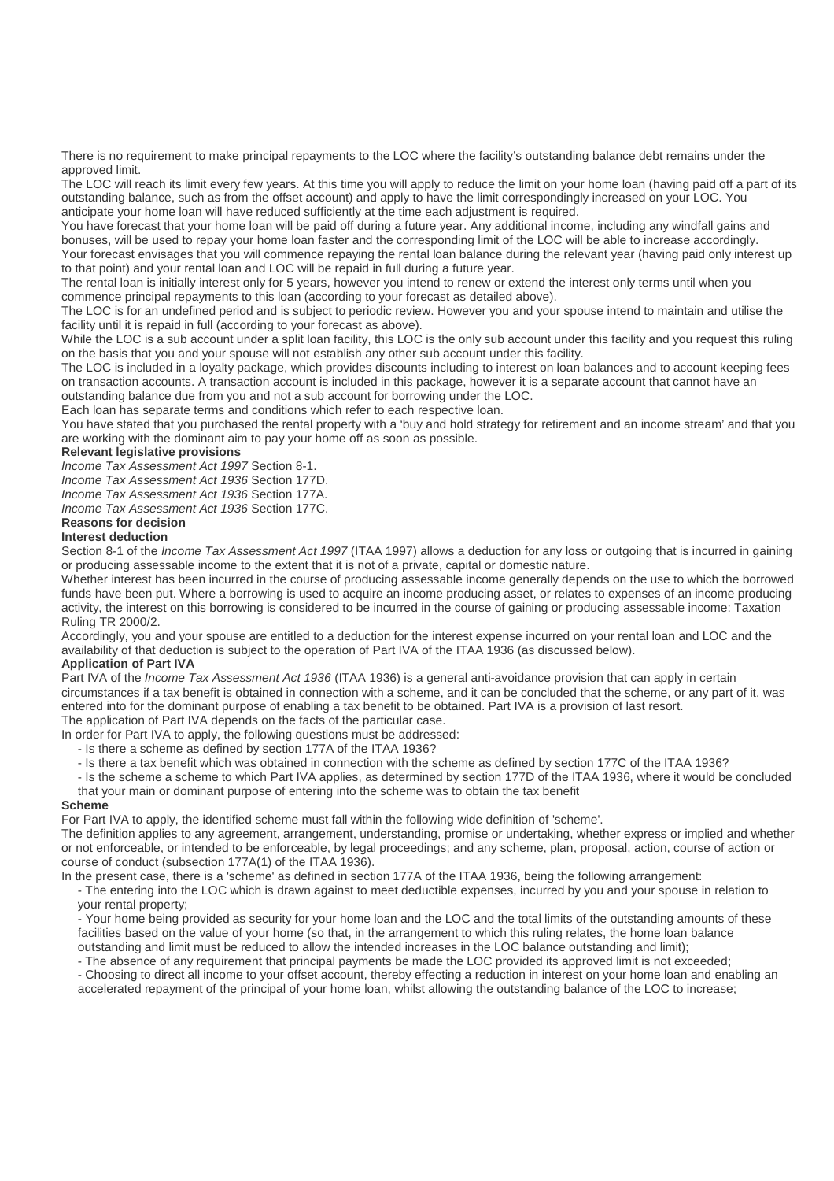There is no requirement to make principal repayments to the LOC where the facility's outstanding balance debt remains under the approved limit.

The LOC will reach its limit every few years. At this time you will apply to reduce the limit on your home loan (having paid off a part of its outstanding balance, such as from the offset account) and apply to have the limit correspondingly increased on your LOC. You anticipate your home loan will have reduced sufficiently at the time each adjustment is required.

You have forecast that your home loan will be paid off during a future year. Any additional income, including any windfall gains and bonuses, will be used to repay your home loan faster and the corresponding limit of the LOC will be able to increase accordingly.

Your forecast envisages that you will commence repaying the rental loan balance during the relevant year (having paid only interest up to that point) and your rental loan and LOC will be repaid in full during a future year.

The rental loan is initially interest only for 5 years, however you intend to renew or extend the interest only terms until when you commence principal repayments to this loan (according to your forecast as detailed above).

The LOC is for an undefined period and is subject to periodic review. However you and your spouse intend to maintain and utilise the facility until it is repaid in full (according to your forecast as above).

While the LOC is a sub account under a split loan facility, this LOC is the only sub account under this facility and you request this ruling on the basis that you and your spouse will not establish any other sub account under this facility.

The LOC is included in a loyalty package, which provides discounts including to interest on loan balances and to account keeping fees on transaction accounts. A transaction account is included in this package, however it is a separate account that cannot have an outstanding balance due from you and not a sub account for borrowing under the LOC.

Each loan has separate terms and conditions which refer to each respective loan.

You have stated that you purchased the rental property with a 'buy and hold strategy for retirement and an income stream' and that you are working with the dominant aim to pay your home off as soon as possible.

**Relevant legislative provisions**

*Income Tax Assessment Act 1997* Section 8-1.

*Income Tax Assessment Act 1936* Section 177D.

*Income Tax Assessment Act 1936* Section 177A.

*Income Tax Assessment Act 1936* Section 177C.

**Reasons for decision**

**Interest deduction**

Section 8-1 of the *Income Tax Assessment Act 1997* (ITAA 1997) allows a deduction for any loss or outgoing that is incurred in gaining or producing assessable income to the extent that it is not of a private, capital or domestic nature.

Whether interest has been incurred in the course of producing assessable income generally depends on the use to which the borrowed funds have been put. Where a borrowing is used to acquire an income producing asset, or relates to expenses of an income producing activity, the interest on this borrowing is considered to be incurred in the course of gaining or producing assessable income: Taxation Ruling TR 2000/2.

Accordingly, you and your spouse are entitled to a deduction for the interest expense incurred on your rental loan and LOC and the availability of that deduction is subject to the operation of Part IVA of the ITAA 1936 (as discussed below).

**Application of Part IVA**

Part IVA of the *Income Tax Assessment Act 1936* (ITAA 1936) is a general anti-avoidance provision that can apply in certain circumstances if a tax benefit is obtained in connection with a scheme, and it can be concluded that the scheme, or any part of it, was entered into for the dominant purpose of enabling a tax benefit to be obtained. Part IVA is a provision of last resort.

The application of Part IVA depends on the facts of the particular case.

In order for Part IVA to apply, the following questions must be addressed:

- Is there a scheme as defined by section 177A of the ITAA 1936?
- Is there a tax benefit which was obtained in connection with the scheme as defined by section 177C of the ITAA 1936?
- Is the scheme a scheme to which Part IVA applies, as determined by section 177D of the ITAA 1936, where it would be concluded that your main or dominant purpose of entering into the scheme was to obtain the tax benefit

**Scheme**

For Part IVA to apply, the identified scheme must fall within the following wide definition of 'scheme'.

The definition applies to any agreement, arrangement, understanding, promise or undertaking, whether express or implied and whether or not enforceable, or intended to be enforceable, by legal proceedings; and any scheme, plan, proposal, action, course of action or course of conduct (subsection 177A(1) of the ITAA 1936).

In the present case, there is a 'scheme' as defined in section 177A of the ITAA 1936, being the following arrangement:

- The entering into the LOC which is drawn against to meet deductible expenses, incurred by you and your spouse in relation to your rental property;
- Your home being provided as security for your home loan and the LOC and the total limits of the outstanding amounts of these facilities based on the value of your home (so that, in the arrangement to which this ruling relates, the home loan balance outstanding and limit must be reduced to allow the intended increases in the LOC balance outstanding and limit);
- The absence of any requirement that principal payments be made the LOC provided its approved limit is not exceeded;
- Choosing to direct all income to your offset account, thereby effecting a reduction in interest on your home loan and enabling an accelerated repayment of the principal of your home loan, whilst allowing the outstanding balance of the LOC to increase;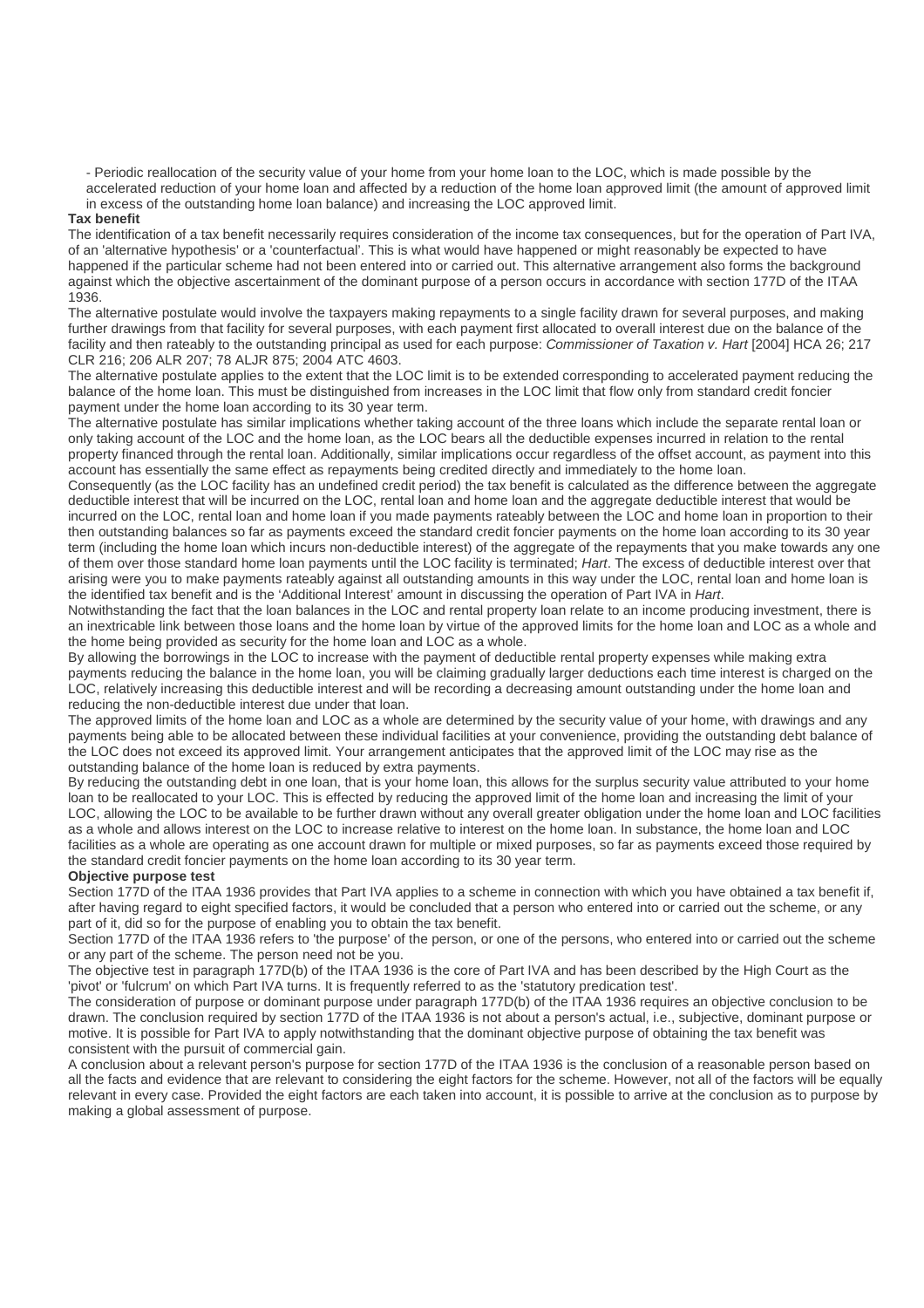- Periodic reallocation of the security value of your home from your home loan to the LOC, which is made possible by the accelerated reduction of your home loan and affected by a reduction of the home loan approved limit (the amount of approved limit in excess of the outstanding home loan balance) and increasing the LOC approved limit.

**Tax benefit**

The identification of a tax benefit necessarily requires consideration of the income tax consequences, but for the operation of Part IVA, of an 'alternative hypothesis' or a 'counterfactual'. This is what would have happened or might reasonably be expected to have happened if the particular scheme had not been entered into or carried out. This alternative arrangement also forms the background against which the objective ascertainment of the dominant purpose of a person occurs in accordance with section 177D of the ITAA 1936.

The alternative postulate would involve the taxpayers making repayments to a single facility drawn for several purposes, and making further drawings from that facility for several purposes, with each payment first allocated to overall interest due on the balance of the facility and then rateably to the outstanding principal as used for each purpose: *Commissioner of Taxation v. Hart* [2004] HCA 26; 217 CLR 216; 206 ALR 207; 78 ALJR 875; 2004 ATC 4603.

The alternative postulate applies to the extent that the LOC limit is to be extended corresponding to accelerated payment reducing the balance of the home loan. This must be distinguished from increases in the LOC limit that flow only from standard credit foncier payment under the home loan according to its 30 year term.

The alternative postulate has similar implications whether taking account of the three loans which include the separate rental loan or only taking account of the LOC and the home loan, as the LOC bears all the deductible expenses incurred in relation to the rental property financed through the rental loan. Additionally, similar implications occur regardless of the offset account, as payment into this account has essentially the same effect as repayments being credited directly and immediately to the home loan.

Consequently (as the LOC facility has an undefined credit period) the tax benefit is calculated as the difference between the aggregate deductible interest that will be incurred on the LOC, rental loan and home loan and the aggregate deductible interest that would be incurred on the LOC, rental loan and home loan if you made payments rateably between the LOC and home loan in proportion to their then outstanding balances so far as payments exceed the standard credit foncier payments on the home loan according to its 30 year term (including the home loan which incurs non-deductible interest) of the aggregate of the repayments that you make towards any one of them over those standard home loan payments until the LOC facility is terminated; *Hart*. The excess of deductible interest over that arising were you to make payments rateably against all outstanding amounts in this way under the LOC, rental loan and home loan is the identified tax benefit and is the 'Additional Interest' amount in discussing the operation of Part IVA in *Hart*.

Notwithstanding the fact that the loan balances in the LOC and rental property loan relate to an income producing investment, there is an inextricable link between those loans and the home loan by virtue of the approved limits for the home loan and LOC as a whole and the home being provided as security for the home loan and LOC as a whole.

By allowing the borrowings in the LOC to increase with the payment of deductible rental property expenses while making extra payments reducing the balance in the home loan, you will be claiming gradually larger deductions each time interest is charged on the LOC, relatively increasing this deductible interest and will be recording a decreasing amount outstanding under the home loan and reducing the non-deductible interest due under that loan.

The approved limits of the home loan and LOC as a whole are determined by the security value of your home, with drawings and any payments being able to be allocated between these individual facilities at your convenience, providing the outstanding debt balance of the LOC does not exceed its approved limit. Your arrangement anticipates that the approved limit of the LOC may rise as the outstanding balance of the home loan is reduced by extra payments.

By reducing the outstanding debt in one loan, that is your home loan, this allows for the surplus security value attributed to your home loan to be reallocated to your LOC. This is effected by reducing the approved limit of the home loan and increasing the limit of your LOC, allowing the LOC to be available to be further drawn without any overall greater obligation under the home loan and LOC facilities as a whole and allows interest on the LOC to increase relative to interest on the home loan. In substance, the home loan and LOC facilities as a whole are operating as one account drawn for multiple or mixed purposes, so far as payments exceed those required by the standard credit foncier payments on the home loan according to its 30 year term.

**Objective purpose test**

Section 177D of the ITAA 1936 provides that Part IVA applies to a scheme in connection with which you have obtained a tax benefit if, after having regard to eight specified factors, it would be concluded that a person who entered into or carried out the scheme, or any part of it, did so for the purpose of enabling you to obtain the tax benefit.

Section 177D of the ITAA 1936 refers to 'the purpose' of the person, or one of the persons, who entered into or carried out the scheme or any part of the scheme. The person need not be you.

The objective test in paragraph 177D(b) of the ITAA 1936 is the core of Part IVA and has been described by the High Court as the 'pivot' or 'fulcrum' on which Part IVA turns. It is frequently referred to as the 'statutory predication test'.

The consideration of purpose or dominant purpose under paragraph 177D(b) of the ITAA 1936 requires an objective conclusion to be drawn. The conclusion required by section 177D of the ITAA 1936 is not about a person's actual, i.e., subjective, dominant purpose or motive. It is possible for Part IVA to apply notwithstanding that the dominant objective purpose of obtaining the tax benefit was consistent with the pursuit of commercial gain.

A conclusion about a relevant person's purpose for section 177D of the ITAA 1936 is the conclusion of a reasonable person based on all the facts and evidence that are relevant to considering the eight factors for the scheme. However, not all of the factors will be equally relevant in every case. Provided the eight factors are each taken into account, it is possible to arrive at the conclusion as to purpose by making a global assessment of purpose.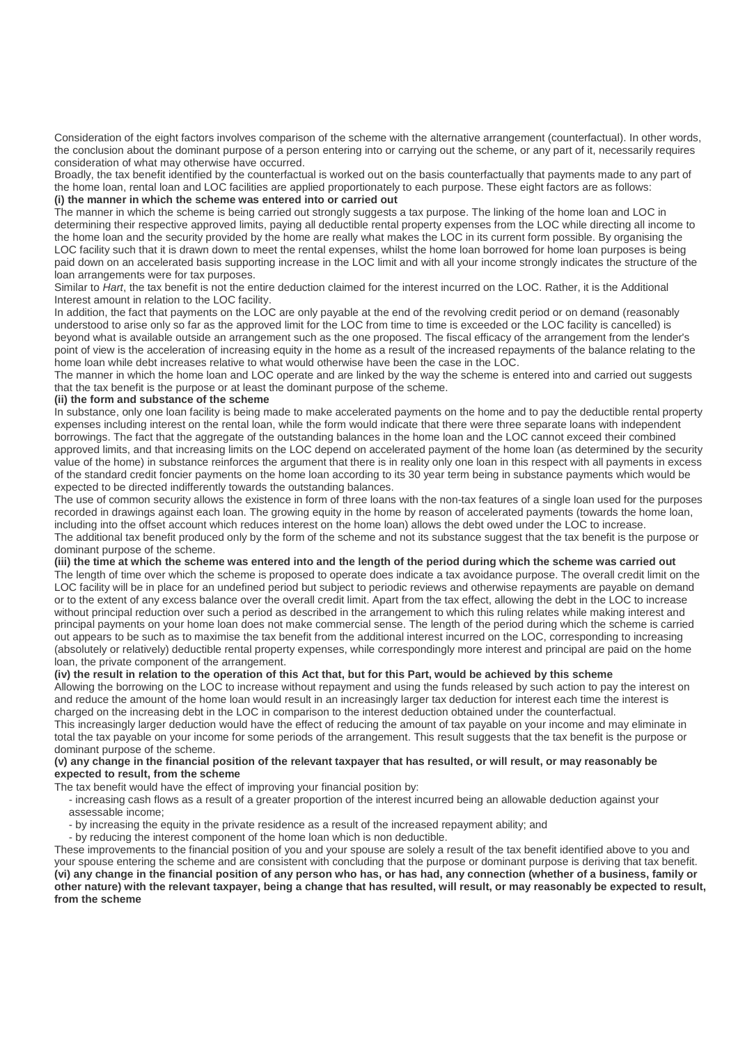Consideration of the eight factors involves comparison of the scheme with the alternative arrangement (counterfactual). In other words, the conclusion about the dominant purpose of a person entering into or carrying out the scheme, or any part of it, necessarily requires consideration of what may otherwise have occurred.

Broadly, the tax benefit identified by the counterfactual is worked out on the basis counterfactually that payments made to any part of the home loan, rental loan and LOC facilities are applied proportionately to each purpose. These eight factors are as follows:

**(i) the manner in which the scheme was entered into or carried out**

The manner in which the scheme is being carried out strongly suggests a tax purpose. The linking of the home loan and LOC in determining their respective approved limits, paying all deductible rental property expenses from the LOC while directing all income to the home loan and the security provided by the home are really what makes the LOC in its current form possible. By organising the LOC facility such that it is drawn down to meet the rental expenses, whilst the home loan borrowed for home loan purposes is being paid down on an accelerated basis supporting increase in the LOC limit and with all your income strongly indicates the structure of the loan arrangements were for tax purposes.

Similar to *Hart*, the tax benefit is not the entire deduction claimed for the interest incurred on the LOC. Rather, it is the Additional Interest amount in relation to the LOC facility.

In addition, the fact that payments on the LOC are only payable at the end of the revolving credit period or on demand (reasonably understood to arise only so far as the approved limit for the LOC from time to time is exceeded or the LOC facility is cancelled) is beyond what is available outside an arrangement such as the one proposed. The fiscal efficacy of the arrangement from the lender's point of view is the acceleration of increasing equity in the home as a result of the increased repayments of the balance relating to the home loan while debt increases relative to what would otherwise have been the case in the LOC.

The manner in which the home loan and LOC operate and are linked by the way the scheme is entered into and carried out suggests that the tax benefit is the purpose or at least the dominant purpose of the scheme.

**(ii) the form and substance of the scheme**

In substance, only one loan facility is being made to make accelerated payments on the home and to pay the deductible rental property expenses including interest on the rental loan, while the form would indicate that there were three separate loans with independent borrowings. The fact that the aggregate of the outstanding balances in the home loan and the LOC cannot exceed their combined approved limits, and that increasing limits on the LOC depend on accelerated payment of the home loan (as determined by the security value of the home) in substance reinforces the argument that there is in reality only one loan in this respect with all payments in excess of the standard credit foncier payments on the home loan according to its 30 year term being in substance payments which would be expected to be directed indifferently towards the outstanding balances.

The use of common security allows the existence in form of three loans with the non-tax features of a single loan used for the purposes recorded in drawings against each loan. The growing equity in the home by reason of accelerated payments (towards the home loan, including into the offset account which reduces interest on the home loan) allows the debt owed under the LOC to increase.

The additional tax benefit produced only by the form of the scheme and not its substance suggest that the tax benefit is the purpose or dominant purpose of the scheme.

**(iii) the time at which the scheme was entered into and the length of the period during which the scheme was carried out**

The length of time over which the scheme is proposed to operate does indicate a tax avoidance purpose. The overall credit limit on the LOC facility will be in place for an undefined period but subject to periodic reviews and otherwise repayments are payable on demand or to the extent of any excess balance over the overall credit limit. Apart from the tax effect, allowing the debt in the LOC to increase without principal reduction over such a period as described in the arrangement to which this ruling relates while making interest and principal payments on your home loan does not make commercial sense. The length of the period during which the scheme is carried out appears to be such as to maximise the tax benefit from the additional interest incurred on the LOC, corresponding to increasing (absolutely or relatively) deductible rental property expenses, while correspondingly more interest and principal are paid on the home loan, the private component of the arrangement.

**(iv) the result in relation to the operation of this Act that, but for this Part, would be achieved by this scheme**

Allowing the borrowing on the LOC to increase without repayment and using the funds released by such action to pay the interest on and reduce the amount of the home loan would result in an increasingly larger tax deduction for interest each time the interest is charged on the increasing debt in the LOC in comparison to the interest deduction obtained under the counterfactual.

This increasingly larger deduction would have the effect of reducing the amount of tax payable on your income and may eliminate in total the tax payable on your income for some periods of the arrangement. This result suggests that the tax benefit is the purpose or dominant purpose of the scheme.

**(v) any change in the financial position of the relevant taxpayer that has resulted, or will result, or may reasonably be expected to result, from the scheme**

The tax benefit would have the effect of improving your financial position by:

- increasing cash flows as a result of a greater proportion of the interest incurred being an allowable deduction against your assessable income;
- by increasing the equity in the private residence as a result of the increased repayment ability; and
- by reducing the interest component of the home loan which is non deductible.

These improvements to the financial position of you and your spouse are solely a result of the tax benefit identified above to you and your spouse entering the scheme and are consistent with concluding that the purpose or dominant purpose is deriving that tax benefit.

**(vi) any change in the financial position of any person who has, or has had, any connection (whether of a business, family or other nature) with the relevant taxpayer, being a change that has resulted, will result, or may reasonably be expected to result, from the scheme**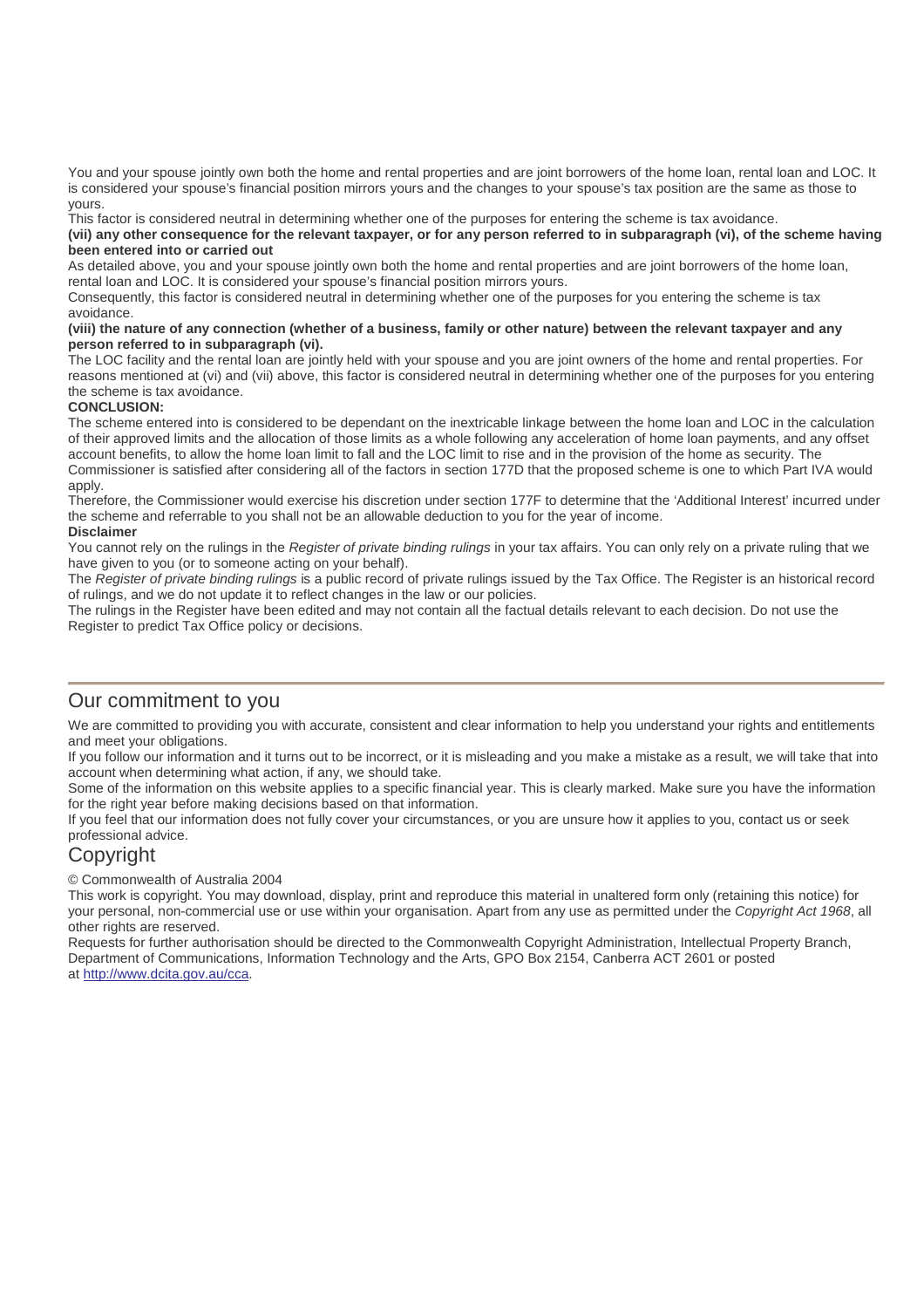You and your spouse jointly own both the home and rental properties and are joint borrowers of the home loan, rental loan and LOC. It is considered your spouse's financial position mirrors yours and the changes to your spouse's tax position are the same as those to yours.

This factor is considered neutral in determining whether one of the purposes for entering the scheme is tax avoidance.

**(vii) any other consequence for the relevant taxpayer, or for any person referred to in subparagraph (vi), of the scheme having been entered into or carried out**

As detailed above, you and your spouse jointly own both the home and rental properties and are joint borrowers of the home loan, rental loan and LOC. It is considered your spouse's financial position mirrors yours.

Consequently, this factor is considered neutral in determining whether one of the purposes for you entering the scheme is tax avoidance.

**(viii) the nature of any connection (whether of a business, family or other nature) between the relevant taxpayer and any person referred to in subparagraph (vi).**

The LOC facility and the rental loan are jointly held with your spouse and you are joint owners of the home and rental properties. For reasons mentioned at (vi) and (vii) above, this factor is considered neutral in determining whether one of the purposes for you entering the scheme is tax avoidance.

**CONCLUSION:**

The scheme entered into is considered to be dependant on the inextricable linkage between the home loan and LOC in the calculation of their approved limits and the allocation of those limits as a whole following any acceleration of home loan payments, and any offset account benefits, to allow the home loan limit to fall and the LOC limit to rise and in the provision of the home as security. The Commissioner is satisfied after considering all of the factors in section 177D that the proposed scheme is one to which Part IVA would apply.

Therefore, the Commissioner would exercise his discretion under section 177F to determine that the 'Additional Interest' incurred under the scheme and referrable to you shall not be an allowable deduction to you for the year of income.

**Disclaimer**

You cannot rely on the rulings in the *Register of private binding rulings* in your tax affairs. You can only rely on a private ruling that we have given to you (or to someone acting on your behalf).

The *Register of private binding rulings* is a public record of private rulings issued by the Tax Office. The Register is an historical record of rulings, and we do not update it to reflect changes in the law or our policies.

The rulings in the Register have been edited and may not contain all the factual details relevant to each decision. Do not use the Register to predict Tax Office policy or decisions.

## Our commitment to you

We are committed to providing you with accurate, consistent and clear information to help you understand your rights and entitlements and meet your obligations.

If you follow our information and it turns out to be incorrect, or it is misleading and you make a mistake as a result, we will take that into account when determining what action, if any, we should take.

Some of the information on this website applies to a specific financial year. This is clearly marked. Make sure you have the information for the right year before making decisions based on that information.

If you feel that our information does not fully cover your circumstances, or you are unsure how it applies to you, contact us or seek professional advice.

## Copyright

© Commonwealth of Australia 2004

This work is copyright. You may download, display, print and reproduce this material in unaltered form only (retaining this notice) for your personal, non-commercial use or use within your organisation. Apart from any use as permitted under the *Copyright Act 1968*, all other rights are reserved.

Requests for further authorisation should be directed to the Commonwealth Copyright Administration, Intellectual Property Branch, Department of Communications, Information Technology and the Arts, GPO Box 2154, Canberra ACT 2601 or posted at http://www.dcita.gov.au/cca.